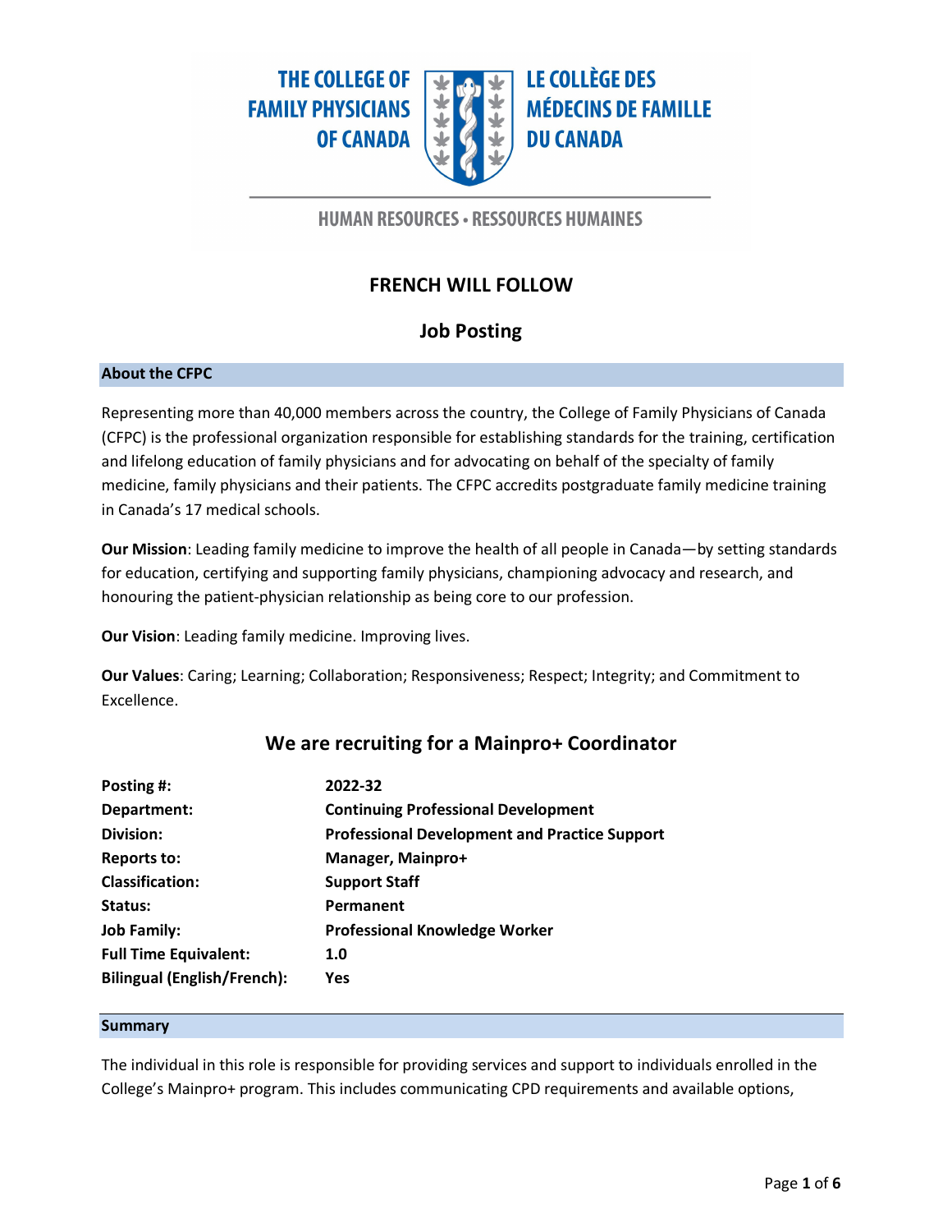THE COLLEGE OF FAMILY PHYSICIANS OF CANADA

LE COLLÈGE DES MÉDECINS DE FAMILLE DU CANADA

HUMAN RESOURCES • RESSOURCES HUMAINES

## FRENCH WILL FOLLOW

## Job Posting

### About the CFPC

Representing more than 40,000 members across the country, the College of Family Physicians of Canada (CFPC) is the professional organization responsible for establishing standards for the training, certification and lifelong education of family physicians and for advocating on behalf of the specialty of family medicine, family physicians and their patients. The CFPC accredits postgraduate family medicine training in Canada's 17 medical schools.

**Our Mission**: Leading family medicine to improve the health of all people in Canada—by setting standards for education, certifying and supporting family physicians, championing advocacy and research, and honouring the patient-physician relationship as being core to our profession.

**Our Vision**: Leading family medicine. Improving lives.

**Our Values**: Caring; Learning; Collaboration; Responsiveness; Respect; Integrity; and Commitment to Excellence.

## We are recruiting for a Mainpro+ Coordinator

| | |
|---|---|
| **Posting #:** | **2022-32** |
| **Department:** | **Continuing Professional Development** |
| **Division:** | **Professional Development and Practice Support** |
| **Reports to:** | **Manager, Mainpro+** |
| **Classification:** | **Support Staff** |
| **Status:** | **Permanent** |
| **Job Family:** | **Professional Knowledge Worker** |
| **Full Time Equivalent:** | **1.0** |
| **Bilingual (English/French):** | **Yes** |

### Summary

The individual in this role is responsible for providing services and support to individuals enrolled in the College's Mainpro+ program. This includes communicating CPD requirements and available options,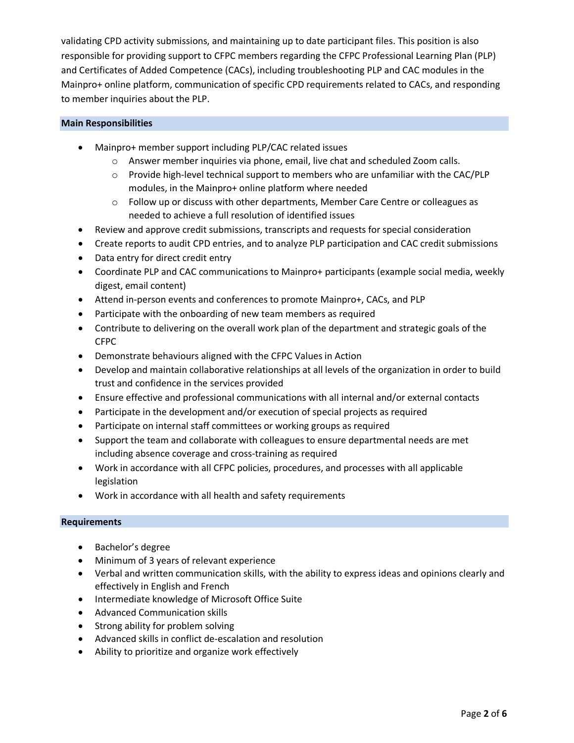validating CPD activity submissions, and maintaining up to date participant files. This position is also responsible for providing support to CFPC members regarding the CFPC Professional Learning Plan (PLP) and Certificates of Added Competence (CACs), including troubleshooting PLP and CAC modules in the Mainpro+ online platform, communication of specific CPD requirements related to CACs, and responding to member inquiries about the PLP.

## Main Responsibilities

- Mainpro+ member support including PLP/CAC related issues
  - Answer member inquiries via phone, email, live chat and scheduled Zoom calls.
  - Provide high-level technical support to members who are unfamiliar with the CAC/PLP modules, in the Mainpro+ online platform where needed
  - Follow up or discuss with other departments, Member Care Centre or colleagues as needed to achieve a full resolution of identified issues
- Review and approve credit submissions, transcripts and requests for special consideration
- Create reports to audit CPD entries, and to analyze PLP participation and CAC credit submissions
- Data entry for direct credit entry
- Coordinate PLP and CAC communications to Mainpro+ participants (example social media, weekly digest, email content)
- Attend in-person events and conferences to promote Mainpro+, CACs, and PLP
- Participate with the onboarding of new team members as required
- Contribute to delivering on the overall work plan of the department and strategic goals of the CFPC
- Demonstrate behaviours aligned with the CFPC Values in Action
- Develop and maintain collaborative relationships at all levels of the organization in order to build trust and confidence in the services provided
- Ensure effective and professional communications with all internal and/or external contacts
- Participate in the development and/or execution of special projects as required
- Participate on internal staff committees or working groups as required
- Support the team and collaborate with colleagues to ensure departmental needs are met including absence coverage and cross-training as required
- Work in accordance with all CFPC policies, procedures, and processes with all applicable legislation
- Work in accordance with all health and safety requirements

## Requirements

- Bachelor's degree
- Minimum of 3 years of relevant experience
- Verbal and written communication skills, with the ability to express ideas and opinions clearly and effectively in English and French
- Intermediate knowledge of Microsoft Office Suite
- Advanced Communication skills
- Strong ability for problem solving
- Advanced skills in conflict de-escalation and resolution
- Ability to prioritize and organize work effectively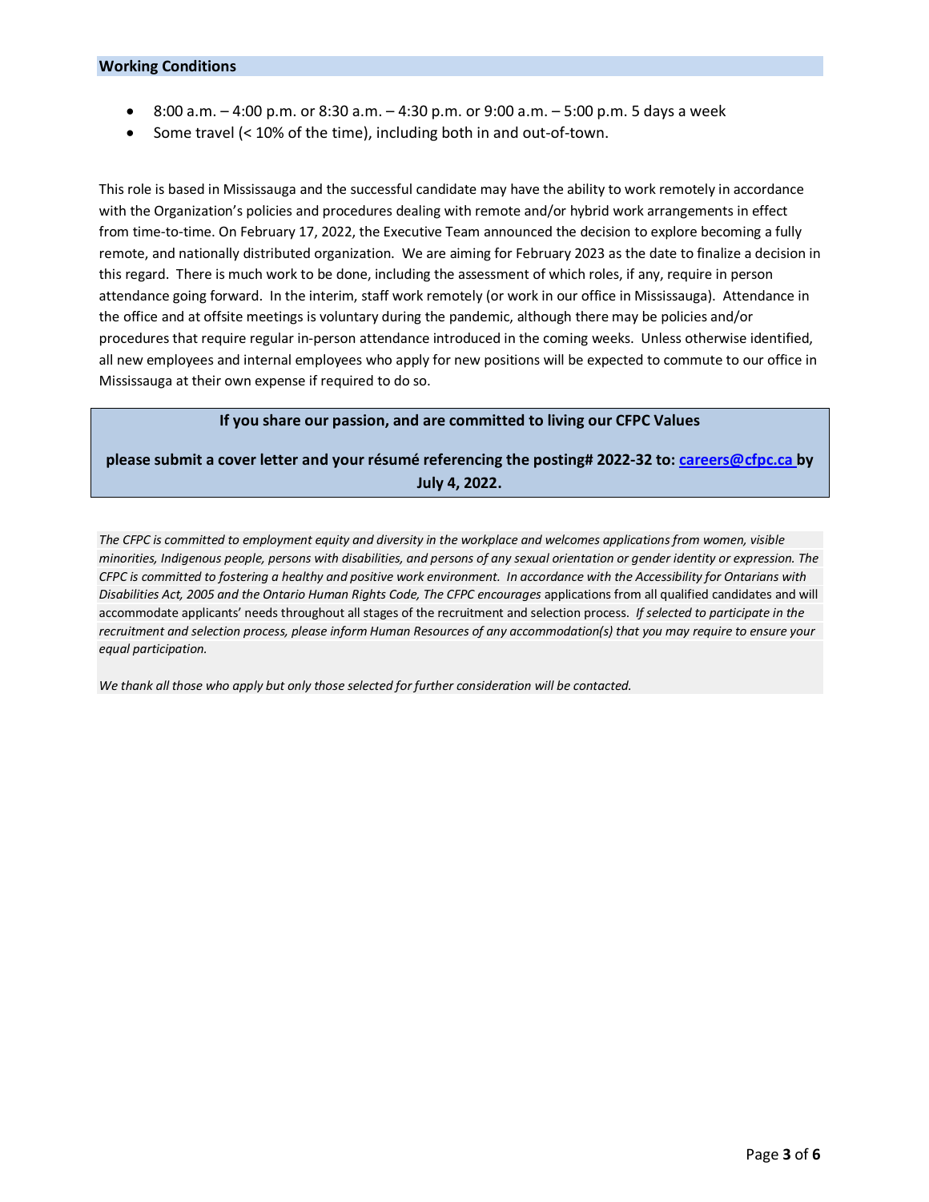## Working Conditions

- 8:00 a.m. – 4:00 p.m. or 8:30 a.m. – 4:30 p.m. or 9:00 a.m. – 5:00 p.m. 5 days a week
- Some travel (< 10% of the time), including both in and out-of-town.

This role is based in Mississauga and the successful candidate may have the ability to work remotely in accordance with the Organization's policies and procedures dealing with remote and/or hybrid work arrangements in effect from time-to-time. On February 17, 2022, the Executive Team announced the decision to explore becoming a fully remote, and nationally distributed organization. We are aiming for February 2023 as the date to finalize a decision in this regard. There is much work to be done, including the assessment of which roles, if any, require in person attendance going forward. In the interim, staff work remotely (or work in our office in Mississauga). Attendance in the office and at offsite meetings is voluntary during the pandemic, although there may be policies and/or procedures that require regular in-person attendance introduced in the coming weeks. Unless otherwise identified, all new employees and internal employees who apply for new positions will be expected to commute to our office in Mississauga at their own expense if required to do so.

**If you share our passion, and are committed to living our CFPC Values**

**please submit a cover letter and your résumé referencing the posting# 2022-32 to: careers@cfpc.ca by July 4, 2022.**

*The CFPC is committed to employment equity and diversity in the workplace and welcomes applications from women, visible minorities, Indigenous people, persons with disabilities, and persons of any sexual orientation or gender identity or expression. The CFPC is committed to fostering a healthy and positive work environment. In accordance with the Accessibility for Ontarians with Disabilities Act, 2005 and the Ontario Human Rights Code, The CFPC encourages* applications from all qualified candidates and will accommodate applicants' needs throughout all stages of the recruitment and selection process. *If selected to participate in the recruitment and selection process, please inform Human Resources of any accommodation(s) that you may require to ensure your equal participation.*

*We thank all those who apply but only those selected for further consideration will be contacted.*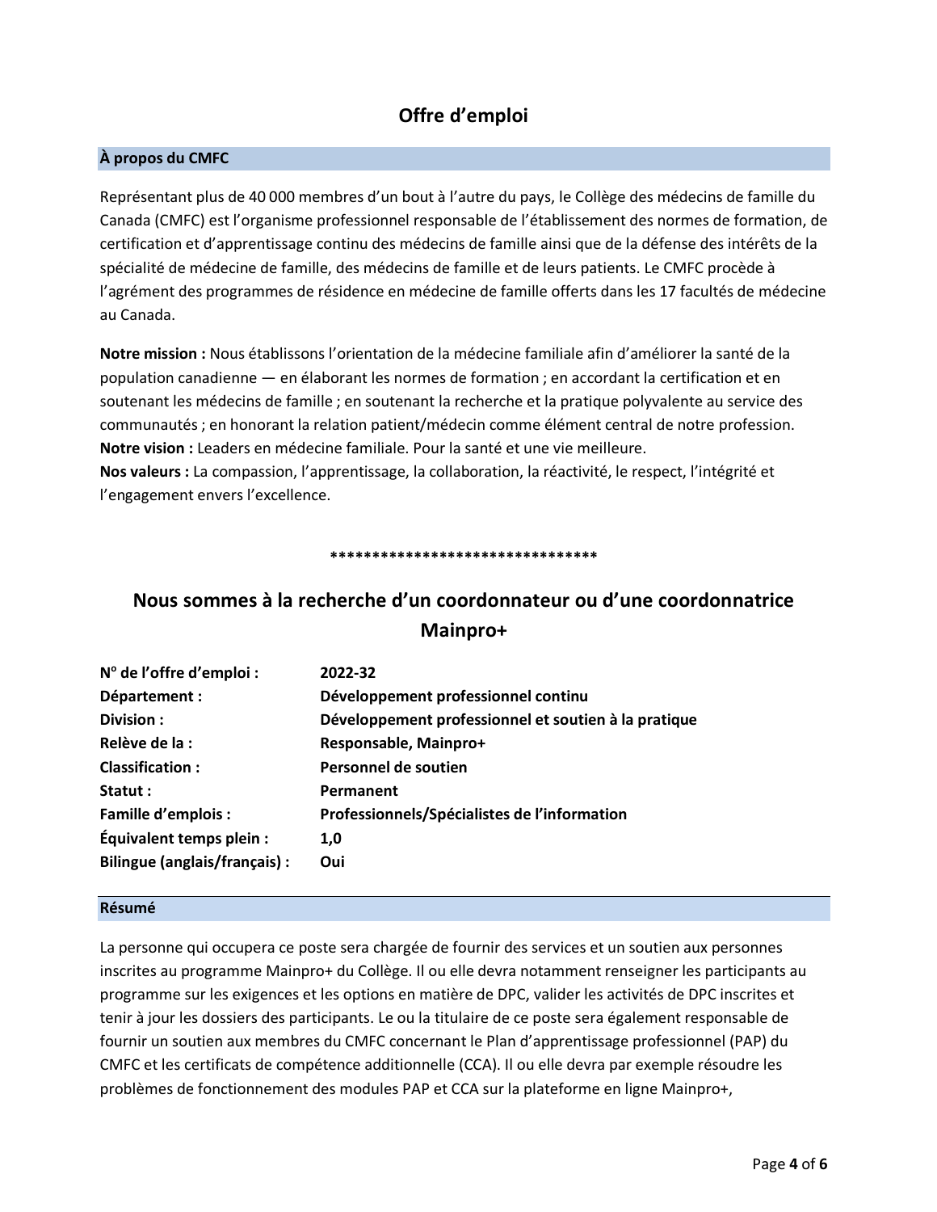# Offre d'emploi

## À propos du CMFC

Représentant plus de 40 000 membres d'un bout à l'autre du pays, le Collège des médecins de famille du Canada (CMFC) est l'organisme professionnel responsable de l'établissement des normes de formation, de certification et d'apprentissage continu des médecins de famille ainsi que de la défense des intérêts de la spécialité de médecine de famille, des médecins de famille et de leurs patients. Le CMFC procède à l'agrément des programmes de résidence en médecine de famille offerts dans les 17 facultés de médecine au Canada.

**Notre mission :** Nous établissons l'orientation de la médecine familiale afin d'améliorer la santé de la population canadienne — en élaborant les normes de formation ; en accordant la certification et en soutenant les médecins de famille ; en soutenant la recherche et la pratique polyvalente au service des communautés ; en honorant la relation patient/médecin comme élément central de notre profession.
**Notre vision :** Leaders en médecine familiale. Pour la santé et une vie meilleure.
**Nos valeurs :** La compassion, l'apprentissage, la collaboration, la réactivité, le respect, l'intégrité et l'engagement envers l'excellence.

**********************************

## Nous sommes à la recherche d'un coordonnateur ou d'une coordonnatrice Mainpro+

| | |
|---|---|
| **N° de l'offre d'emploi :** | **2022-32** |
| **Département :** | **Développement professionnel continu** |
| **Division :** | **Développement professionnel et soutien à la pratique** |
| **Relève de la :** | **Responsable, Mainpro+** |
| **Classification :** | **Personnel de soutien** |
| **Statut :** | **Permanent** |
| **Famille d'emplois :** | **Professionnels/Spécialistes de l'information** |
| **Équivalent temps plein :** | **1,0** |
| **Bilingue (anglais/français) :** | **Oui** |

## Résumé

La personne qui occupera ce poste sera chargée de fournir des services et un soutien aux personnes inscrites au programme Mainpro+ du Collège. Il ou elle devra notamment renseigner les participants au programme sur les exigences et les options en matière de DPC, valider les activités de DPC inscrites et tenir à jour les dossiers des participants. Le ou la titulaire de ce poste sera également responsable de fournir un soutien aux membres du CMFC concernant le Plan d'apprentissage professionnel (PAP) du CMFC et les certificats de compétence additionnelle (CCA). Il ou elle devra par exemple résoudre les problèmes de fonctionnement des modules PAP et CCA sur la plateforme en ligne Mainpro+,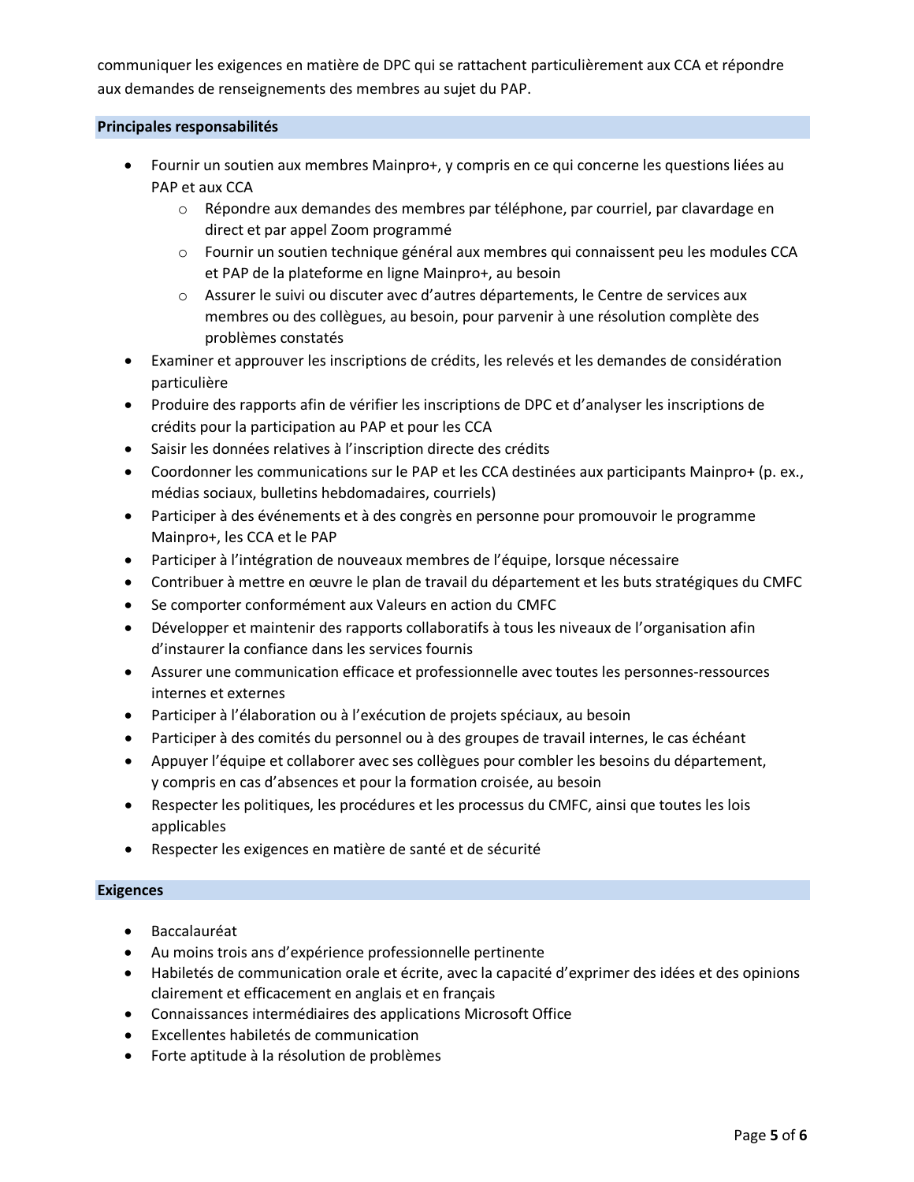communiquer les exigences en matière de DPC qui se rattachent particulièrement aux CCA et répondre aux demandes de renseignements des membres au sujet du PAP.

## Principales responsabilités

- Fournir un soutien aux membres Mainpro+, y compris en ce qui concerne les questions liées au PAP et aux CCA
  - Répondre aux demandes des membres par téléphone, par courriel, par clavardage en direct et par appel Zoom programmé
  - Fournir un soutien technique général aux membres qui connaissent peu les modules CCA et PAP de la plateforme en ligne Mainpro+, au besoin
  - Assurer le suivi ou discuter avec d'autres départements, le Centre de services aux membres ou des collègues, au besoin, pour parvenir à une résolution complète des problèmes constatés
- Examiner et approuver les inscriptions de crédits, les relevés et les demandes de considération particulière
- Produire des rapports afin de vérifier les inscriptions de DPC et d'analyser les inscriptions de crédits pour la participation au PAP et pour les CCA
- Saisir les données relatives à l'inscription directe des crédits
- Coordonner les communications sur le PAP et les CCA destinées aux participants Mainpro+ (p. ex., médias sociaux, bulletins hebdomadaires, courriels)
- Participer à des événements et à des congrès en personne pour promouvoir le programme Mainpro+, les CCA et le PAP
- Participer à l'intégration de nouveaux membres de l'équipe, lorsque nécessaire
- Contribuer à mettre en œuvre le plan de travail du département et les buts stratégiques du CMFC
- Se comporter conformément aux Valeurs en action du CMFC
- Développer et maintenir des rapports collaboratifs à tous les niveaux de l'organisation afin d'instaurer la confiance dans les services fournis
- Assurer une communication efficace et professionnelle avec toutes les personnes-ressources internes et externes
- Participer à l'élaboration ou à l'exécution de projets spéciaux, au besoin
- Participer à des comités du personnel ou à des groupes de travail internes, le cas échéant
- Appuyer l'équipe et collaborer avec ses collègues pour combler les besoins du département, y compris en cas d'absences et pour la formation croisée, au besoin
- Respecter les politiques, les procédures et les processus du CMFC, ainsi que toutes les lois applicables
- Respecter les exigences en matière de santé et de sécurité

## Exigences

- Baccalauréat
- Au moins trois ans d'expérience professionnelle pertinente
- Habiletés de communication orale et écrite, avec la capacité d'exprimer des idées et des opinions clairement et efficacement en anglais et en français
- Connaissances intermédiaires des applications Microsoft Office
- Excellentes habiletés de communication
- Forte aptitude à la résolution de problèmes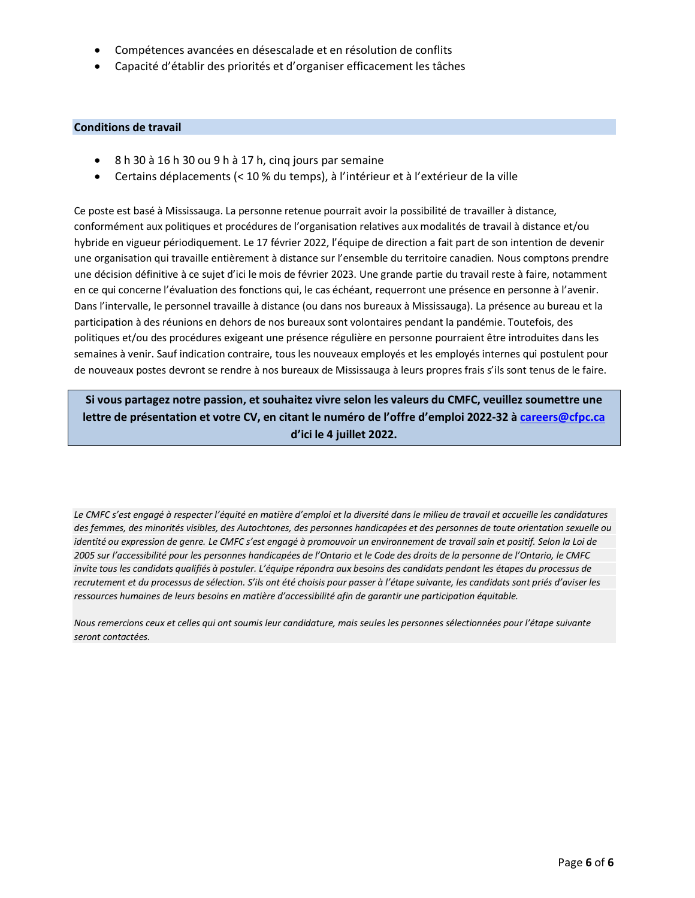- Compétences avancées en désescalade et en résolution de conflits
- Capacité d'établir des priorités et d'organiser efficacement les tâches

## Conditions de travail

- 8 h 30 à 16 h 30 ou 9 h à 17 h, cinq jours par semaine
- Certains déplacements (< 10 % du temps), à l'intérieur et à l'extérieur de la ville

Ce poste est basé à Mississauga. La personne retenue pourrait avoir la possibilité de travailler à distance, conformément aux politiques et procédures de l'organisation relatives aux modalités de travail à distance et/ou hybride en vigueur périodiquement. Le 17 février 2022, l'équipe de direction a fait part de son intention de devenir une organisation qui travaille entièrement à distance sur l'ensemble du territoire canadien. Nous comptons prendre une décision définitive à ce sujet d'ici le mois de février 2023. Une grande partie du travail reste à faire, notamment en ce qui concerne l'évaluation des fonctions qui, le cas échéant, requerront une présence en personne à l'avenir. Dans l'intervalle, le personnel travaille à distance (ou dans nos bureaux à Mississauga). La présence au bureau et la participation à des réunions en dehors de nos bureaux sont volontaires pendant la pandémie. Toutefois, des politiques et/ou des procédures exigeant une présence régulière en personne pourraient être introduites dans les semaines à venir. Sauf indication contraire, tous les nouveaux employés et les employés internes qui postulent pour de nouveaux postes devront se rendre à nos bureaux de Mississauga à leurs propres frais s'ils sont tenus de le faire.

**Si vous partagez notre passion, et souhaitez vivre selon les valeurs du CMFC, veuillez soumettre une lettre de présentation et votre CV, en citant le numéro de l'offre d'emploi 2022-32 à careers@cfpc.ca d'ici le 4 juillet 2022.**

*Le CMFC s'est engagé à respecter l'équité en matière d'emploi et la diversité dans le milieu de travail et accueille les candidatures des femmes, des minorités visibles, des Autochtones, des personnes handicapées et des personnes de toute orientation sexuelle ou identité ou expression de genre. Le CMFC s'est engagé à promouvoir un environnement de travail sain et positif. Selon la Loi de 2005 sur l'accessibilité pour les personnes handicapées de l'Ontario et le Code des droits de la personne de l'Ontario, le CMFC invite tous les candidats qualifiés à postuler. L'équipe répondra aux besoins des candidats pendant les étapes du processus de recrutement et du processus de sélection. S'ils ont été choisis pour passer à l'étape suivante, les candidats sont priés d'aviser les ressources humaines de leurs besoins en matière d'accessibilité afin de garantir une participation équitable.*

*Nous remercions ceux et celles qui ont soumis leur candidature, mais seules les personnes sélectionnées pour l'étape suivante seront contactées.*